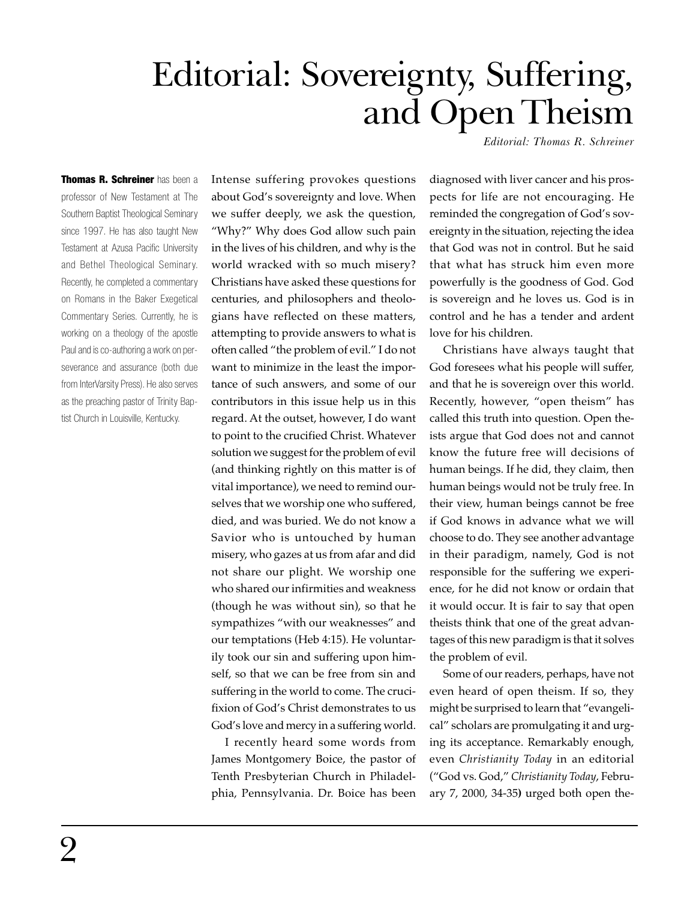# Editorial: Sovereignty, Suffering, and Open Theism

*Editorial: Thomas R. Schreiner*

**Thomas R. Schreiner** has been a professor of New Testament at The Southern Baptist Theological Seminary since 1997. He has also taught New Testament at Azusa Pacific University and Bethel Theological Seminary. Recently, he completed a commentary on Romans in the Baker Exegetical Commentary Series. Currently, he is working on a theology of the apostle Paul and is co-authoring a work on perseverance and assurance (both due from InterVarsity Press). He also serves as the preaching pastor of Trinity Baptist Church in Louisville, Kentucky.

Intense suffering provokes questions about God's sovereignty and love. When we suffer deeply, we ask the question, "Why?" Why does God allow such pain in the lives of his children, and why is the world wracked with so much misery? Christians have asked these questions for centuries, and philosophers and theologians have reflected on these matters, attempting to provide answers to what is often called "the problem of evil." I do not want to minimize in the least the importance of such answers, and some of our contributors in this issue help us in this regard. At the outset, however, I do want to point to the crucified Christ. Whatever solution we suggest for the problem of evil (and thinking rightly on this matter is of vital importance), we need to remind ourselves that we worship one who suffered, died, and was buried. We do not know a Savior who is untouched by human misery, who gazes at us from afar and did not share our plight. We worship one who shared our infirmities and weakness (though he was without sin), so that he sympathizes "with our weaknesses" and our temptations (Heb 4:15). He voluntarily took our sin and suffering upon himself, so that we can be free from sin and suffering in the world to come. The crucifixion of God's Christ demonstrates to us God's love and mercy in a suffering world.

I recently heard some words from James Montgomery Boice, the pastor of Tenth Presbyterian Church in Philadelphia, Pennsylvania. Dr. Boice has been diagnosed with liver cancer and his prospects for life are not encouraging. He reminded the congregation of God's sovereignty in the situation, rejecting the idea that God was not in control. But he said that what has struck him even more powerfully is the goodness of God. God is sovereign and he loves us. God is in control and he has a tender and ardent love for his children.

Christians have always taught that God foresees what his people will suffer, and that he is sovereign over this world. Recently, however, "open theism" has called this truth into question. Open theists argue that God does not and cannot know the future free will decisions of human beings. If he did, they claim, then human beings would not be truly free. In their view, human beings cannot be free if God knows in advance what we will choose to do. They see another advantage in their paradigm, namely, God is not responsible for the suffering we experience, for he did not know or ordain that it would occur. It is fair to say that open theists think that one of the great advantages of this new paradigm is that it solves the problem of evil.

Some of our readers, perhaps, have not even heard of open theism. If so, they might be surprised to learn that "evangelical" scholars are promulgating it and urging its acceptance. Remarkably enough, even *Christianity Today* in an editorial ("God vs. God," *Christianity Today*, February 7, 2000, 34-35**)** urged both open the-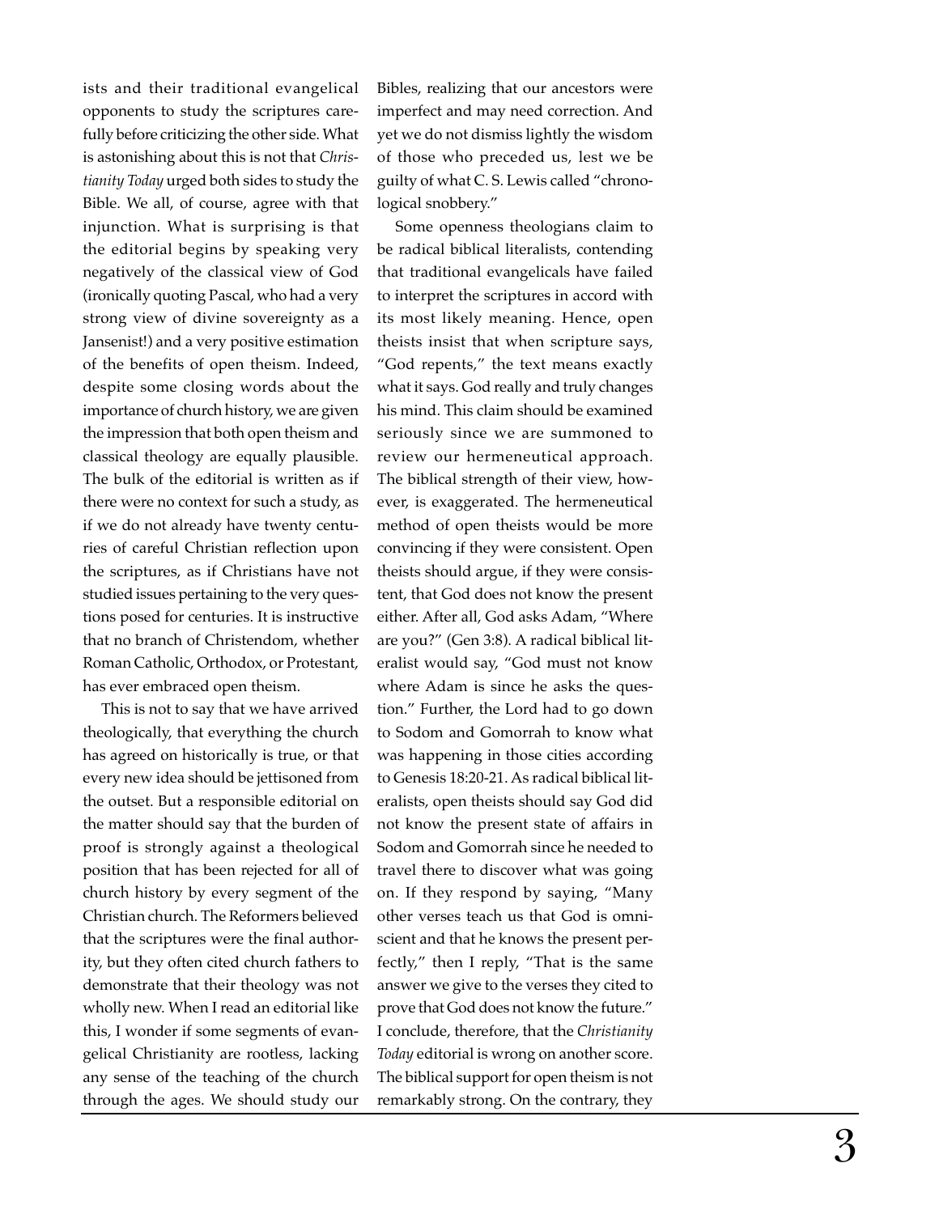ists and their traditional evangelical opponents to study the scriptures carefully before criticizing the other side. What is astonishing about this is not that *Christianity Today* urged both sides to study the Bible. We all, of course, agree with that injunction. What is surprising is that the editorial begins by speaking very negatively of the classical view of God (ironically quoting Pascal, who had a very strong view of divine sovereignty as a Jansenist!) and a very positive estimation of the benefits of open theism. Indeed, despite some closing words about the importance of church history, we are given the impression that both open theism and classical theology are equally plausible. The bulk of the editorial is written as if there were no context for such a study, as if we do not already have twenty centuries of careful Christian reflection upon the scriptures, as if Christians have not studied issues pertaining to the very questions posed for centuries. It is instructive that no branch of Christendom, whether Roman Catholic, Orthodox, or Protestant, has ever embraced open theism.

This is not to say that we have arrived theologically, that everything the church has agreed on historically is true, or that every new idea should be jettisoned from the outset. But a responsible editorial on the matter should say that the burden of proof is strongly against a theological position that has been rejected for all of church history by every segment of the Christian church. The Reformers believed that the scriptures were the final authority, but they often cited church fathers to demonstrate that their theology was not wholly new. When I read an editorial like this, I wonder if some segments of evangelical Christianity are rootless, lacking any sense of the teaching of the church through the ages. We should study our Bibles, realizing that our ancestors were imperfect and may need correction. And yet we do not dismiss lightly the wisdom of those who preceded us, lest we be guilty of what C. S. Lewis called "chronological snobbery."

Some openness theologians claim to be radical biblical literalists, contending that traditional evangelicals have failed to interpret the scriptures in accord with its most likely meaning. Hence, open theists insist that when scripture says, "God repents," the text means exactly what it says. God really and truly changes his mind. This claim should be examined seriously since we are summoned to review our hermeneutical approach. The biblical strength of their view, however, is exaggerated. The hermeneutical method of open theists would be more convincing if they were consistent. Open theists should argue, if they were consistent, that God does not know the present either. After all, God asks Adam, "Where are you?" (Gen 3:8). A radical biblical literalist would say, "God must not know where Adam is since he asks the question." Further, the Lord had to go down to Sodom and Gomorrah to know what was happening in those cities according to Genesis 18:20-21. As radical biblical literalists, open theists should say God did not know the present state of affairs in Sodom and Gomorrah since he needed to travel there to discover what was going on. If they respond by saying, "Many other verses teach us that God is omniscient and that he knows the present perfectly," then I reply, "That is the same answer we give to the verses they cited to prove that God does not know the future." I conclude, therefore, that the *Christianity Today* editorial is wrong on another score. The biblical support for open theism is not remarkably strong. On the contrary, they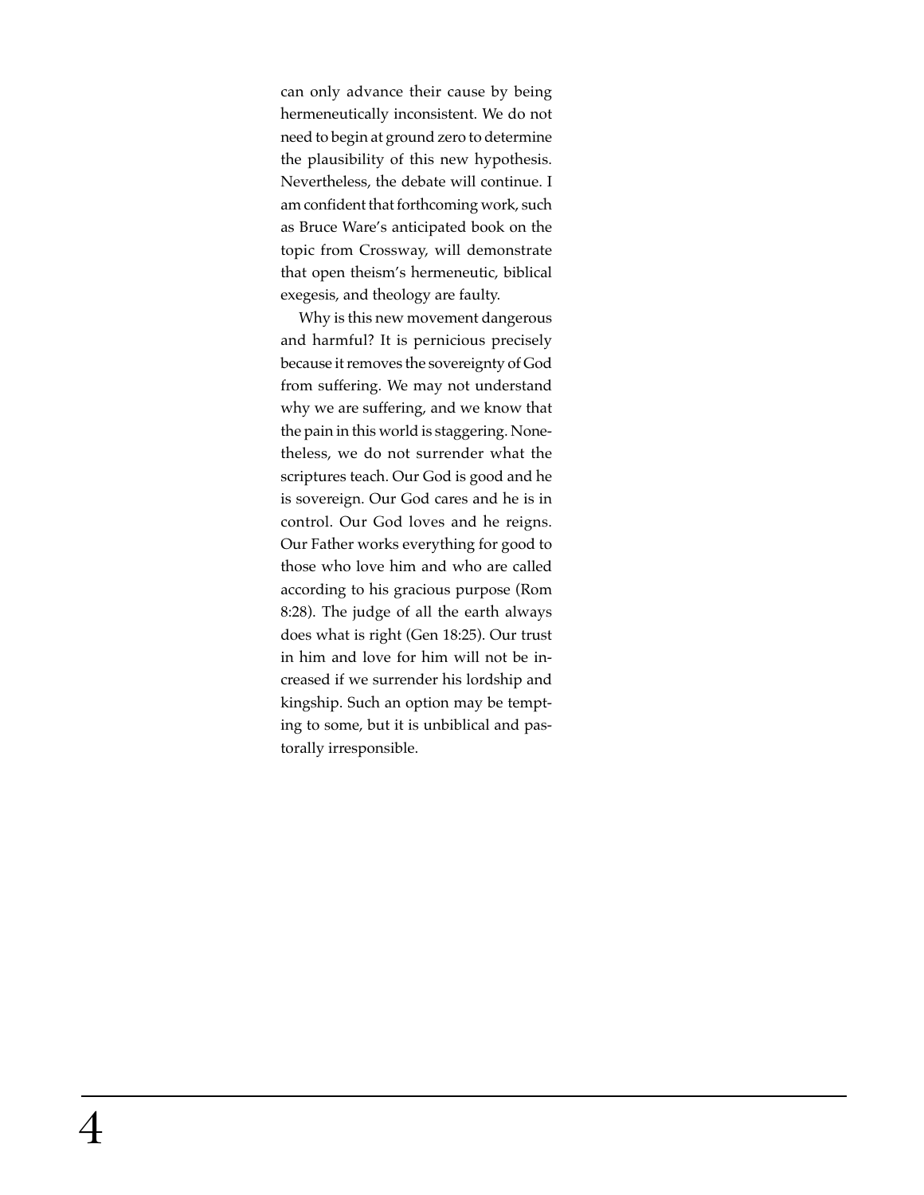can only advance their cause by being hermeneutically inconsistent. We do not need to begin at ground zero to determine the plausibility of this new hypothesis. Nevertheless, the debate will continue. I am confident that forthcoming work, such as Bruce Ware's anticipated book on the topic from Crossway, will demonstrate that open theism's hermeneutic, biblical exegesis, and theology are faulty.

Why is this new movement dangerous and harmful? It is pernicious precisely because it removes the sovereignty of God from suffering. We may not understand why we are suffering, and we know that the pain in this world is staggering. Nonetheless, we do not surrender what the scriptures teach. Our God is good and he is sovereign. Our God cares and he is in control. Our God loves and he reigns. Our Father works everything for good to those who love him and who are called according to his gracious purpose (Rom 8:28). The judge of all the earth always does what is right (Gen 18:25). Our trust in him and love for him will not be increased if we surrender his lordship and kingship. Such an option may be tempting to some, but it is unbiblical and pastorally irresponsible.